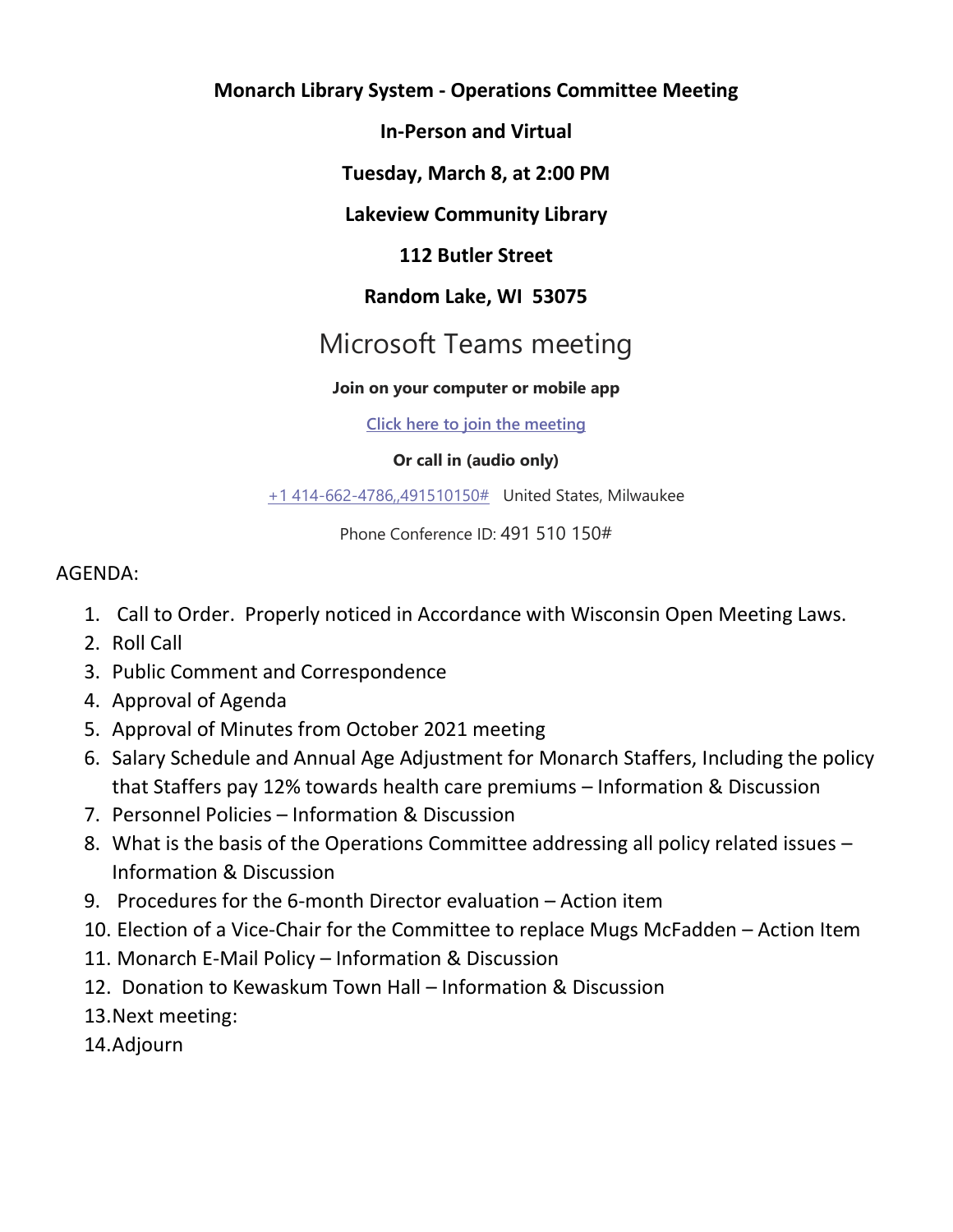**Monarch Library System - Operations Committee Meeting**

**In-Person and Virtual**

**Tuesday, March 8, at 2:00 PM**

**Lakeview Community Library**

**112 Butler Street**

**Random Lake, WI 53075**

## Microsoft Teams meeting

**Join on your computer or mobile app**

[Click here to join the meeting]

**Or call in (audio only)**

+1 414-662-4786,,491510150# United States, Milwaukee

Phone Conference ID: 491 510 150#

AGENDA:

1. Call to Order. Properly noticed in Accordance with Wisconsin Open Meeting Laws.
2. Roll Call
3. Public Comment and Correspondence
4. Approval of Agenda
5. Approval of Minutes from October 2021 meeting
6. Salary Schedule and Annual Age Adjustment for Monarch Staffers, Including the policy that Staffers pay 12% towards health care premiums – Information & Discussion
7. Personnel Policies – Information & Discussion
8. What is the basis of the Operations Committee addressing all policy related issues – Information & Discussion
9. Procedures for the 6-month Director evaluation – Action item
10. Election of a Vice-Chair for the Committee to replace Mugs McFadden – Action Item
11. Monarch E-Mail Policy – Information & Discussion
12. Donation to Kewaskum Town Hall – Information & Discussion
13. Next meeting:
14. Adjourn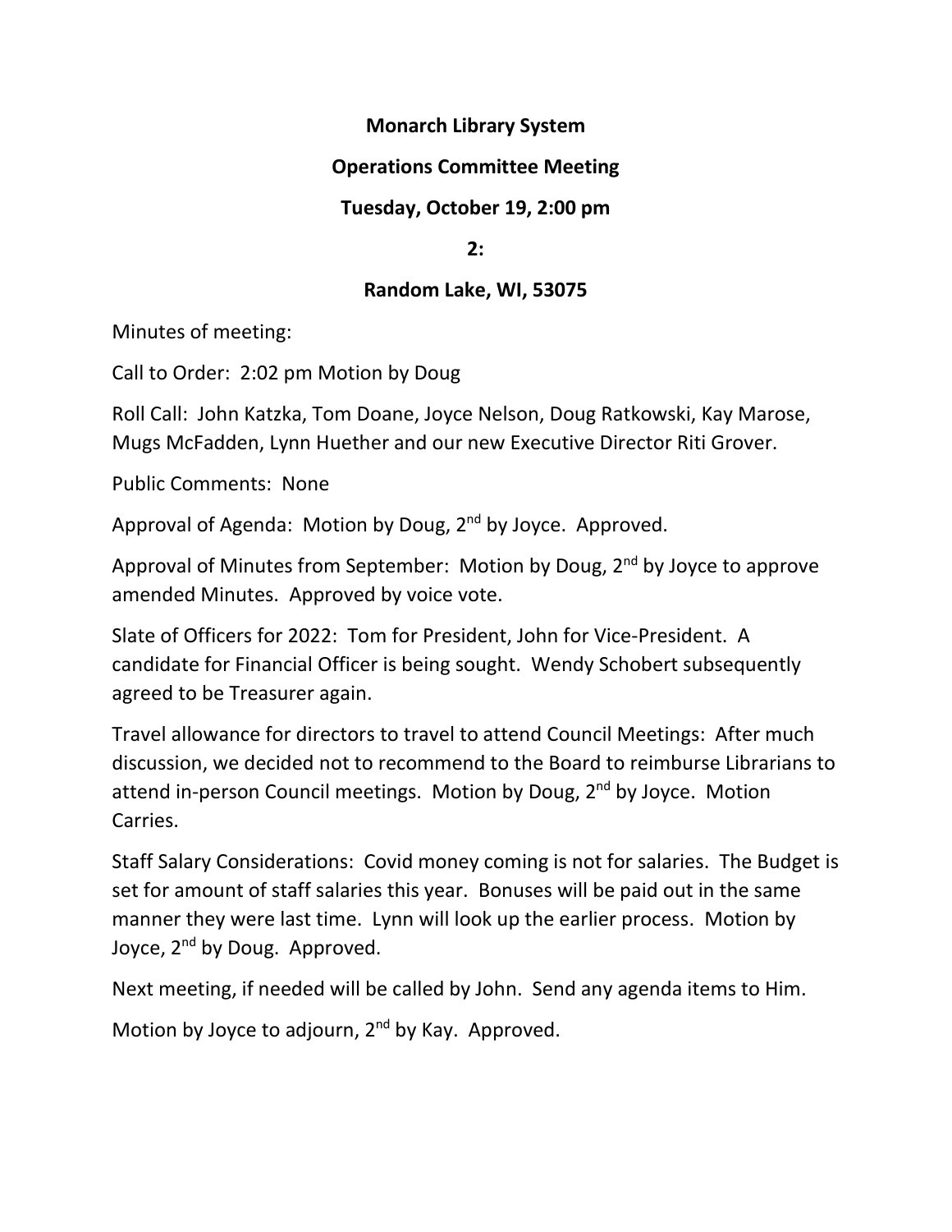**Monarch Library System**

**Operations Committee Meeting**

**Tuesday, October 19, 2:00 pm**

**2:**

**Random Lake, WI, 53075**

Minutes of meeting:

Call to Order: 2:02 pm Motion by Doug

Roll Call: John Katzka, Tom Doane, Joyce Nelson, Doug Ratkowski, Kay Marose, Mugs McFadden, Lynn Huether and our new Executive Director Riti Grover.

Public Comments: None

Approval of Agenda: Motion by Doug, 2nd by Joyce. Approved.

Approval of Minutes from September: Motion by Doug, 2nd by Joyce to approve amended Minutes. Approved by voice vote.

Slate of Officers for 2022: Tom for President, John for Vice-President. A candidate for Financial Officer is being sought. Wendy Schobert subsequently agreed to be Treasurer again.

Travel allowance for directors to travel to attend Council Meetings: After much discussion, we decided not to recommend to the Board to reimburse Librarians to attend in-person Council meetings. Motion by Doug, 2nd by Joyce. Motion Carries.

Staff Salary Considerations: Covid money coming is not for salaries. The Budget is set for amount of staff salaries this year. Bonuses will be paid out in the same manner they were last time. Lynn will look up the earlier process. Motion by Joyce, 2nd by Doug. Approved.

Next meeting, if needed will be called by John. Send any agenda items to Him.

Motion by Joyce to adjourn, 2nd by Kay. Approved.